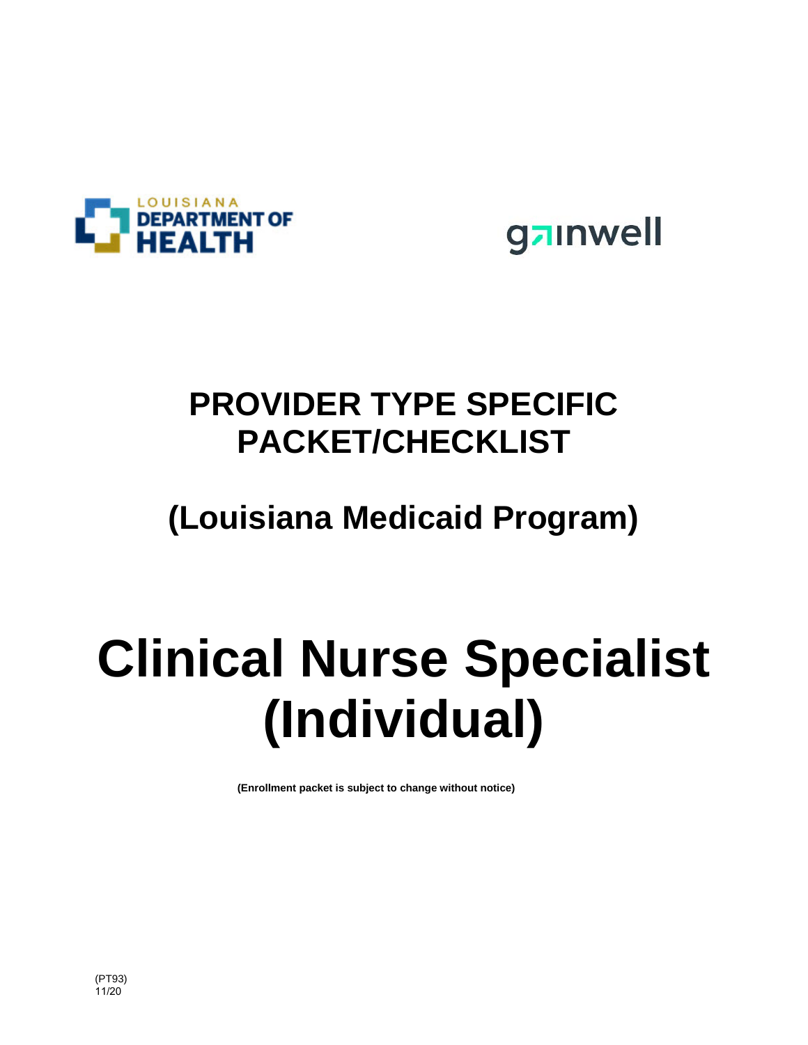LOUISIANA DEPARTMENT OF HEALTH

gainwell

# PROVIDER TYPE SPECIFIC PACKET/CHECKLIST

## (Louisiana Medicaid Program)

# Clinical Nurse Specialist (Individual)

**(Enrollment packet is subject to change without notice)**

(PT93)
11/20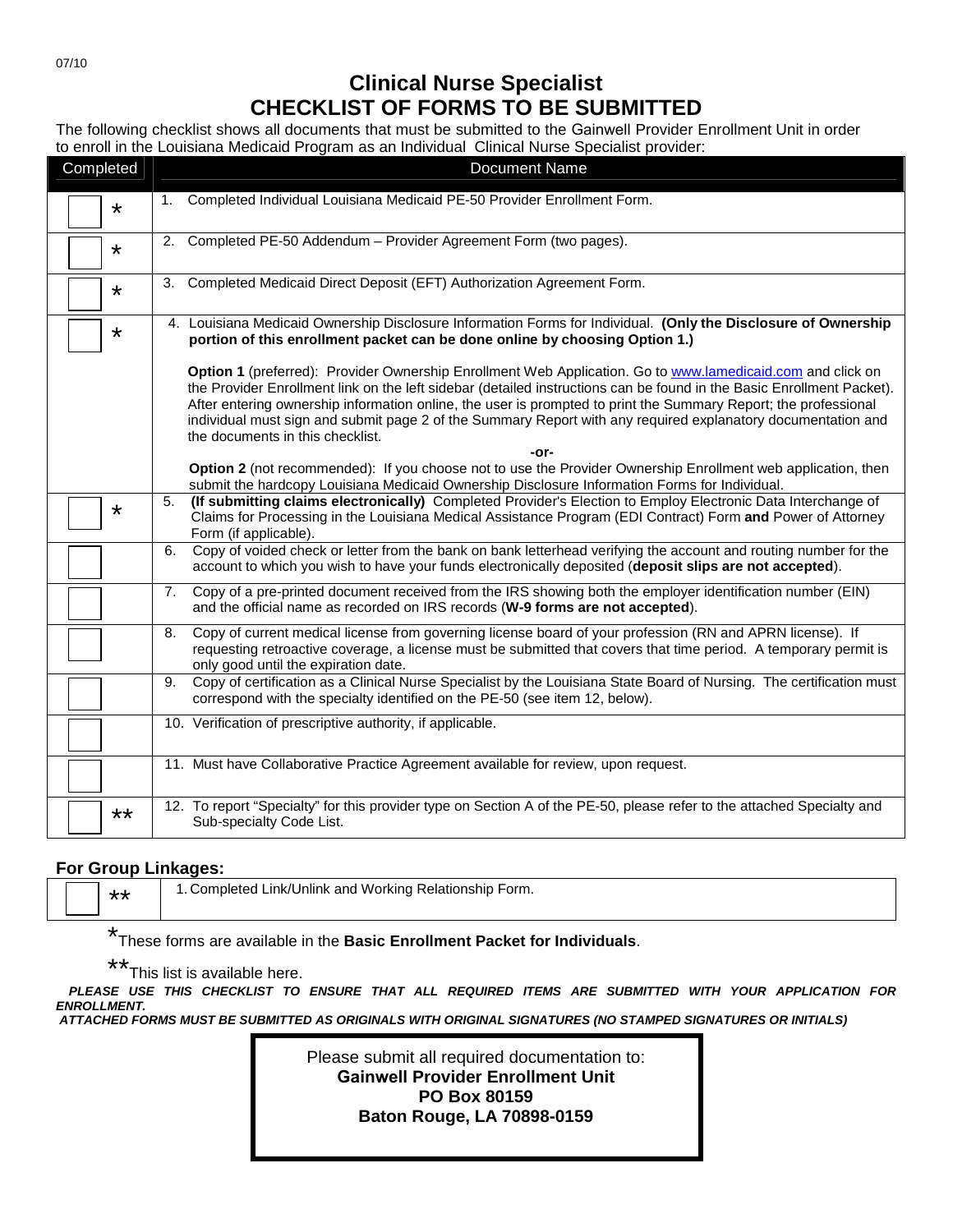07/10

# Clinical Nurse Specialist
# CHECKLIST OF FORMS TO BE SUBMITTED

The following checklist shows all documents that must be submitted to the Gainwell Provider Enrollment Unit in order to enroll in the Louisiana Medicaid Program as an Individual Clinical Nurse Specialist provider:

| Completed | Document Name |
|---|---|
| * | 1. Completed Individual Louisiana Medicaid PE-50 Provider Enrollment Form. |
| * | 2. Completed PE-50 Addendum – Provider Agreement Form (two pages). |
| * | 3. Completed Medicaid Direct Deposit (EFT) Authorization Agreement Form. |
| * | 4. Louisiana Medicaid Ownership Disclosure Information Forms for Individual. **(Only the Disclosure of Ownership portion of this enrollment packet can be done online by choosing Option 1.)**<br><br>**Option 1** (preferred): Provider Ownership Enrollment Web Application. Go to www.lamedicaid.com and click on the Provider Enrollment link on the left sidebar (detailed instructions can be found in the Basic Enrollment Packet). After entering ownership information online, the user is prompted to print the Summary Report; the professional individual must sign and submit page 2 of the Summary Report with any required explanatory documentation and the documents in this checklist.<br>**-or-**<br>**Option 2** (not recommended): If you choose not to use the Provider Ownership Enrollment web application, then submit the hardcopy Louisiana Medicaid Ownership Disclosure Information Forms for Individual. |
| * | 5. **(If submitting claims electronically)** Completed Provider's Election to Employ Electronic Data Interchange of Claims for Processing in the Louisiana Medical Assistance Program (EDI Contract) Form **and** Power of Attorney Form (if applicable). |
| | 6. Copy of voided check or letter from the bank on bank letterhead verifying the account and routing number for the account to which you wish to have your funds electronically deposited (**deposit slips are not accepted**). |
| | 7. Copy of a pre-printed document received from the IRS showing both the employer identification number (EIN) and the official name as recorded on IRS records (**W-9 forms are not accepted**). |
| | 8. Copy of current medical license from governing license board of your profession (RN and APRN license). If requesting retroactive coverage, a license must be submitted that covers that time period. A temporary permit is only good until the expiration date. |
| | 9. Copy of certification as a Clinical Nurse Specialist by the Louisiana State Board of Nursing. The certification must correspond with the specialty identified on the PE-50 (see item 12, below). |
| | 10. Verification of prescriptive authority, if applicable. |
| | 11. Must have Collaborative Practice Agreement available for review, upon request. |
| ** | 12. To report "Specialty" for this provider type on Section A of the PE-50, please refer to the attached Specialty and Sub-specialty Code List. |

## For Group Linkages:

| Completed | Document Name |
|---|---|
| ** | 1. Completed Link/Unlink and Working Relationship Form. |

*These forms are available in the **Basic Enrollment Packet for Individuals**.

**This list is available here.

***PLEASE USE THIS CHECKLIST TO ENSURE THAT ALL REQUIRED ITEMS ARE SUBMITTED WITH YOUR APPLICATION FOR ENROLLMENT.***

***ATTACHED FORMS MUST BE SUBMITTED AS ORIGINALS WITH ORIGINAL SIGNATURES (NO STAMPED SIGNATURES OR INITIALS)***

Please submit all required documentation to:
**Gainwell Provider Enrollment Unit**
**PO Box 80159**
**Baton Rouge, LA 70898-0159**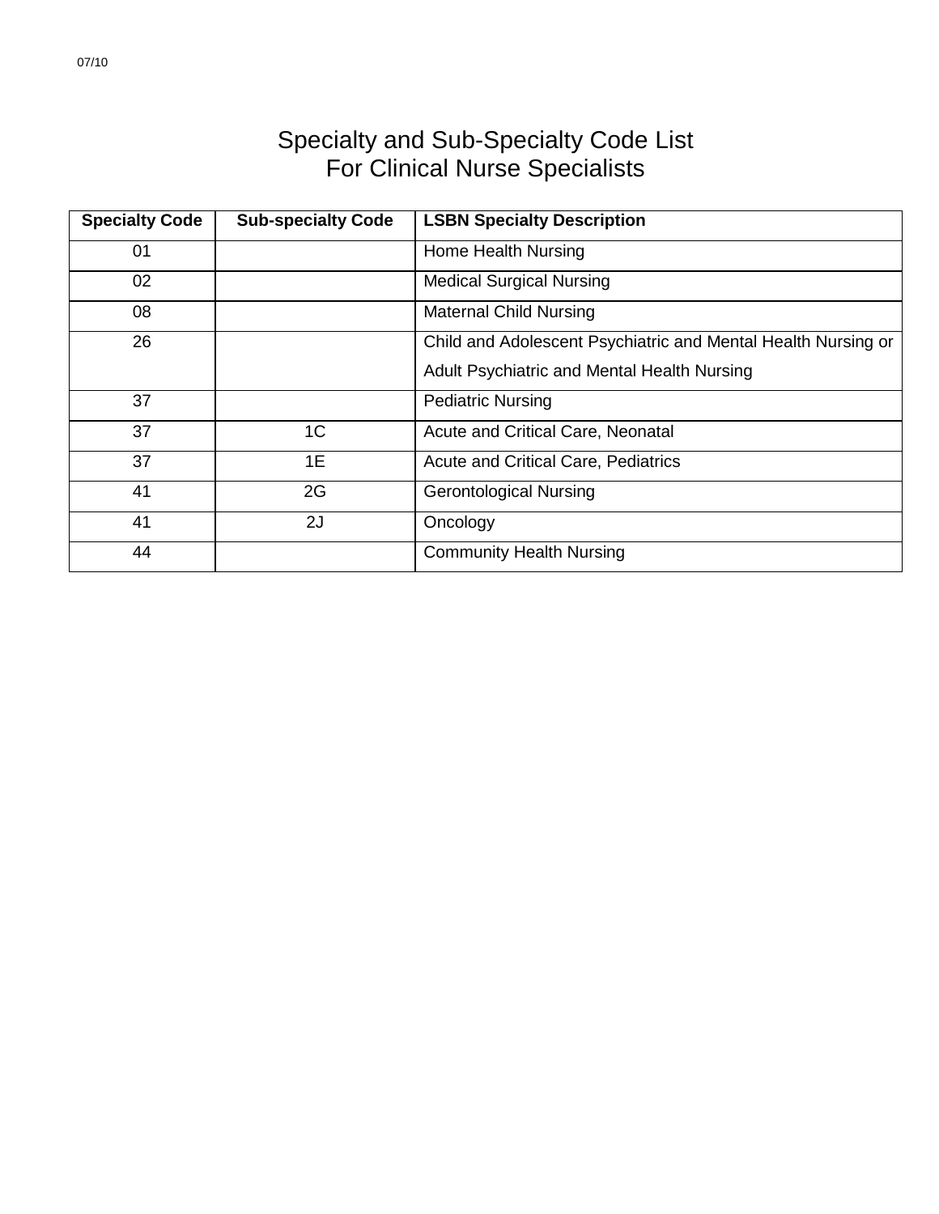07/10

# Specialty and Sub-Specialty Code List For Clinical Nurse Specialists

| Specialty Code | Sub-specialty Code | LSBN Specialty Description |
|---|---|---|
| 01 | | Home Health Nursing |
| 02 | | Medical Surgical Nursing |
| 08 | | Maternal Child Nursing |
| 26 | | Child and Adolescent Psychiatric and Mental Health Nursing or Adult Psychiatric and Mental Health Nursing |
| 37 | | Pediatric Nursing |
| 37 | 1C | Acute and Critical Care, Neonatal |
| 37 | 1E | Acute and Critical Care, Pediatrics |
| 41 | 2G | Gerontological Nursing |
| 41 | 2J | Oncology |
| 44 | | Community Health Nursing |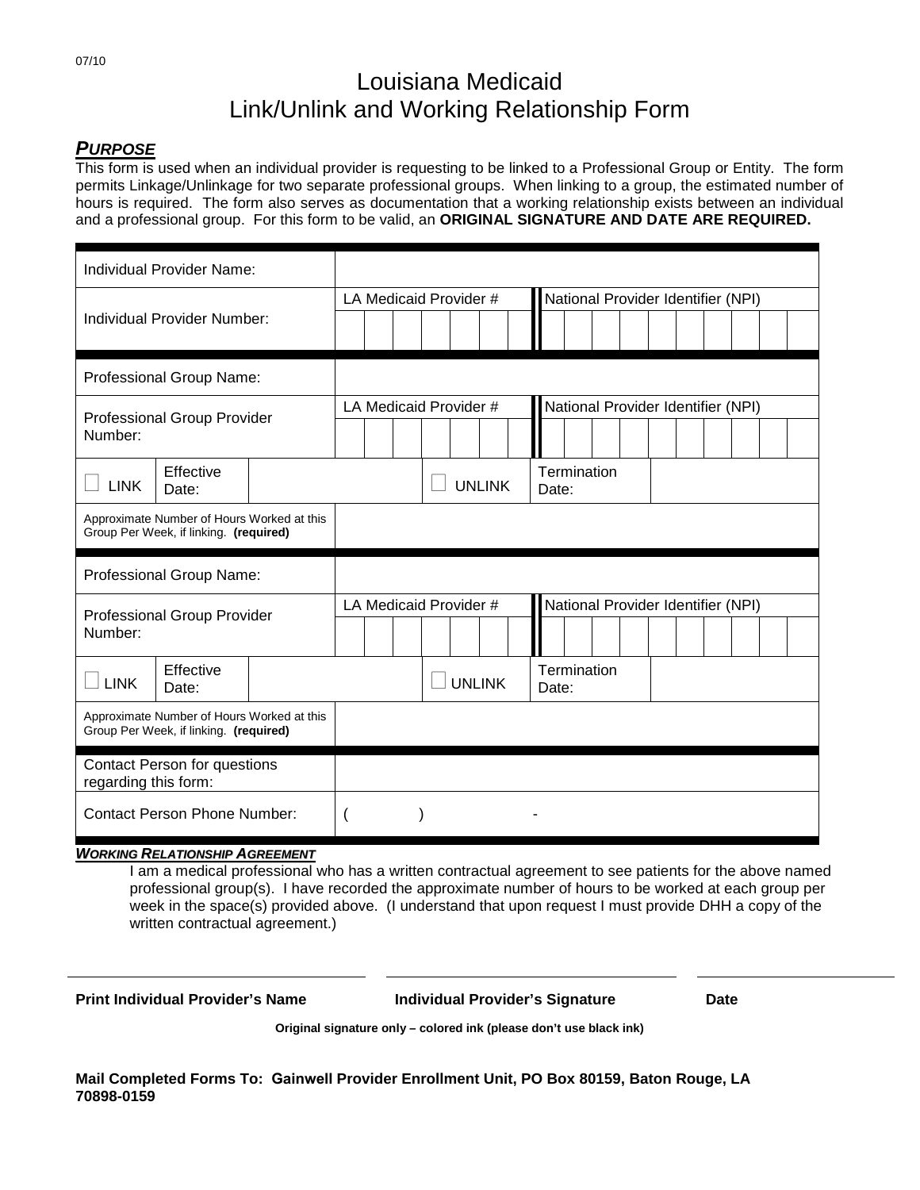07/10

# Louisiana Medicaid
# Link/Unlink and Working Relationship Form

## ***PURPOSE***

This form is used when an individual provider is requesting to be linked to a Professional Group or Entity. The form permits Linkage/Unlinkage for two separate professional groups. When linking to a group, the estimated number of hours is required. The form also serves as documentation that a working relationship exists between an individual and a professional group. For this form to be valid, an **ORIGINAL SIGNATURE AND DATE ARE REQUIRED.**

| | | | |
|---|---|---|---|
| Individual Provider Name: | | | |
| Individual Provider Number: | LA Medicaid Provider # | National Provider Identifier (NPI) | |
| Professional Group Name: | | | |
| Professional Group Provider Number: | LA Medicaid Provider # | National Provider Identifier (NPI) | |
| ☐ LINK Effective Date: | | ☐ UNLINK | Termination Date: |
| Approximate Number of Hours Worked at this Group Per Week, if linking. **(required)** | | | |
| Professional Group Name: | | | |
| Professional Group Provider Number: | LA Medicaid Provider # | National Provider Identifier (NPI) | |
| ☐ LINK Effective Date: | | ☐ UNLINK | Termination Date: |
| Approximate Number of Hours Worked at this Group Per Week, if linking. **(required)** | | | |
| Contact Person for questions regarding this form: | | | |
| Contact Person Phone Number: | ( ) - | | |

***WORKING RELATIONSHIP AGREEMENT***

I am a medical professional who has a written contractual agreement to see patients for the above named professional group(s). I have recorded the approximate number of hours to be worked at each group per week in the space(s) provided above. (I understand that upon request I must provide DHH a copy of the written contractual agreement.)

| | | |
|---|---|---|
| **Print Individual Provider's Name** | **Individual Provider's Signature** | **Date** |

**Original signature only – colored ink (please don't use black ink)**

**Mail Completed Forms To: Gainwell Provider Enrollment Unit, PO Box 80159, Baton Rouge, LA 70898-0159**